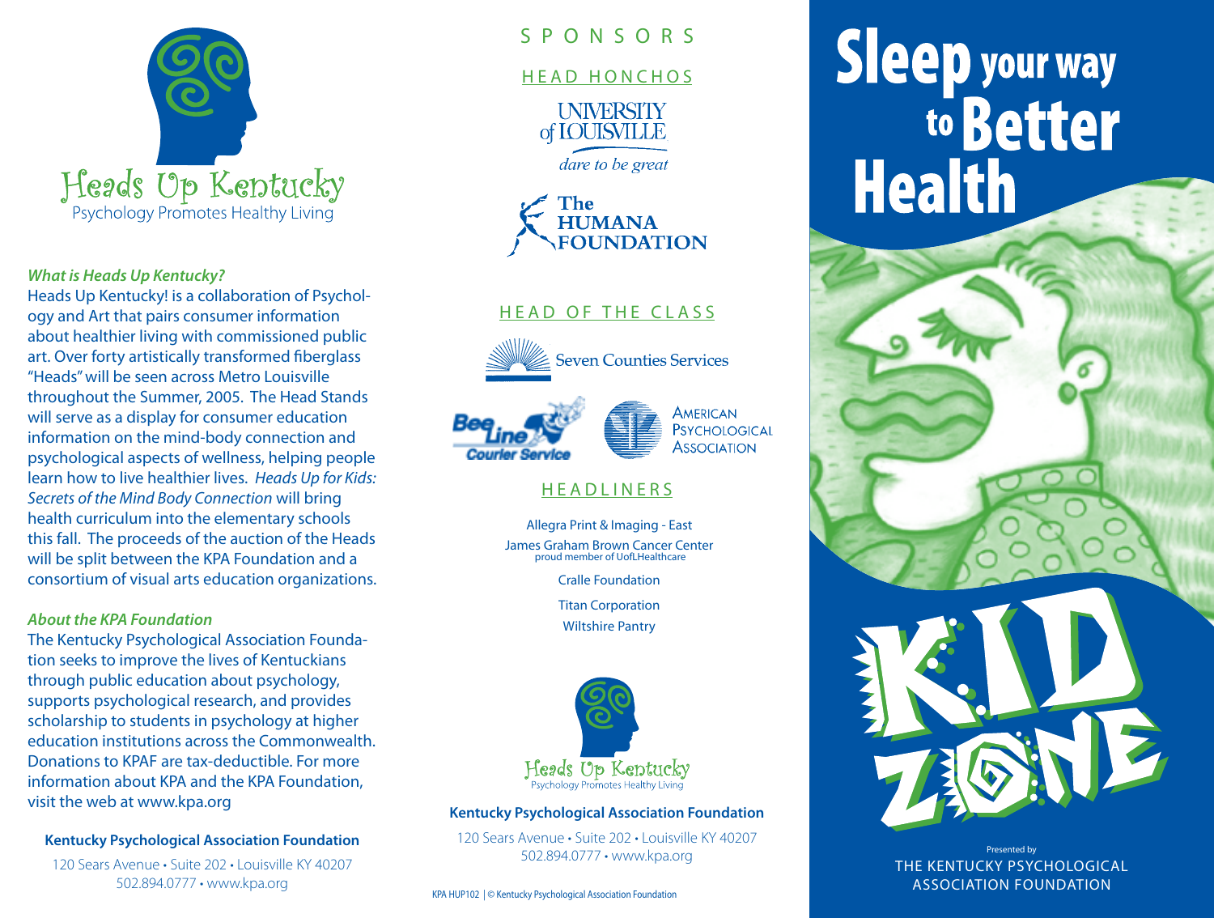Heads Up Kentucky
Psychology Promotes Healthy Living

***What is Heads Up Kentucky?***

Heads Up Kentucky! is a collaboration of Psychology and Art that pairs consumer information about healthier living with commissioned public art. Over forty artistically transformed fiberglass "Heads" will be seen across Metro Louisville throughout the Summer, 2005. The Head Stands will serve as a display for consumer education information on the mind-body connection and psychological aspects of wellness, helping people learn how to live healthier lives. *Heads Up for Kids: Secrets of the Mind Body Connection* will bring health curriculum into the elementary schools this fall. The proceeds of the auction of the Heads will be split between the KPA Foundation and a consortium of visual arts education organizations.

***About the KPA Foundation***

The Kentucky Psychological Association Foundation seeks to improve the lives of Kentuckians through public education about psychology, supports psychological research, and provides scholarship to students in psychology at higher education institutions across the Commonwealth. Donations to KPAF are tax-deductible. For more information about KPA and the KPA Foundation, visit the web at www.kpa.org

**Kentucky Psychological Association Foundation**

120 Sears Avenue • Suite 202 • Louisville KY 40207
502.894.0777 • www.kpa.org

## SPONSORS

### HEAD HONCHOS

University of Louisville — dare to be great

The Humana Foundation

### HEAD OF THE CLASS

Seven Counties Services

Bee Line Courier Service

American Psychological Association

### HEADLINERS

Allegra Print & Imaging - East

James Graham Brown Cancer Center
proud member of UofLHealthcare

Cralle Foundation

Titan Corporation

Wiltshire Pantry

Heads Up Kentucky
Psychology Promotes Healthy Living

**Kentucky Psychological Association Foundation**

120 Sears Avenue • Suite 202 • Louisville KY 40207
502.894.0777 • www.kpa.org

KPA HUP102 | © Kentucky Psychological Association Foundation

# Sleep your way to Better Health

KID ZONE

Presented by
THE KENTUCKY PSYCHOLOGICAL ASSOCIATION FOUNDATION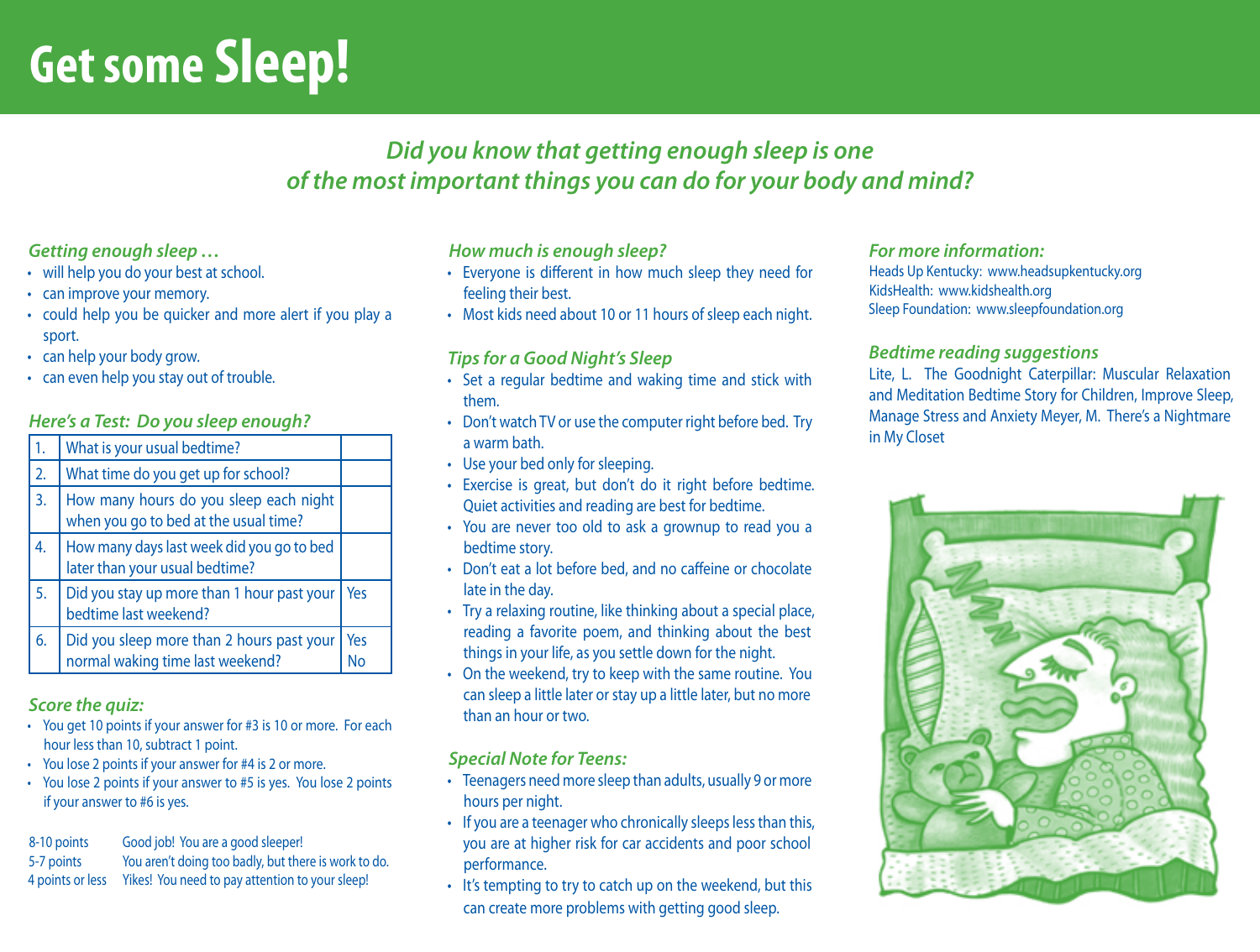# Get some Sleep!

## *Did you know that getting enough sleep is one of the most important things you can do for your body and mind?*

### *Getting enough sleep …*

- will help you do your best at school.
- can improve your memory.
- could help you be quicker and more alert if you play a sport.
- can help your body grow.
- can even help you stay out of trouble.

### *Here's a Test: Do you sleep enough?*

| | | |
|---|---|---|
| 1. | What is your usual bedtime? | |
| 2. | What time do you get up for school? | |
| 3. | How many hours do you sleep each night when you go to bed at the usual time? | |
| 4. | How many days last week did you go to bed later than your usual bedtime? | |
| 5. | Did you stay up more than 1 hour past your bedtime last weekend? | Yes |
| 6. | Did you sleep more than 2 hours past your normal waking time last weekend? | Yes No |

### *Score the quiz:*

- You get 10 points if your answer for #3 is 10 or more. For each hour less than 10, subtract 1 point.
- You lose 2 points if your answer for #4 is 2 or more.
- You lose 2 points if your answer to #5 is yes. You lose 2 points if your answer to #6 is yes.

| | |
|---|---|
| 8-10 points | Good job! You are a good sleeper! |
| 5-7 points | You aren't doing too badly, but there is work to do. |
| 4 points or less | Yikes! You need to pay attention to your sleep! |

### *How much is enough sleep?*

- Everyone is different in how much sleep they need for feeling their best.
- Most kids need about 10 or 11 hours of sleep each night.

### *Tips for a Good Night's Sleep*

- Set a regular bedtime and waking time and stick with them.
- Don't watch TV or use the computer right before bed. Try a warm bath.
- Use your bed only for sleeping.
- Exercise is great, but don't do it right before bedtime. Quiet activities and reading are best for bedtime.
- You are never too old to ask a grownup to read you a bedtime story.
- Don't eat a lot before bed, and no caffeine or chocolate late in the day.
- Try a relaxing routine, like thinking about a special place, reading a favorite poem, and thinking about the best things in your life, as you settle down for the night.
- On the weekend, try to keep with the same routine. You can sleep a little later or stay up a little later, but no more than an hour or two.

### *Special Note for Teens:*

- Teenagers need more sleep than adults, usually 9 or more hours per night.
- If you are a teenager who chronically sleeps less than this, you are at higher risk for car accidents and poor school performance.
- It's tempting to try to catch up on the weekend, but this can create more problems with getting good sleep.

### *For more information:*

Heads Up Kentucky: www.headsupkentucky.org
KidsHealth: www.kidshealth.org
Sleep Foundation: www.sleepfoundation.org

### *Bedtime reading suggestions*

Lite, L. The Goodnight Caterpillar: Muscular Relaxation and Meditation Bedtime Story for Children, Improve Sleep, Manage Stress and Anxiety Meyer, M. There's a Nightmare in My Closet